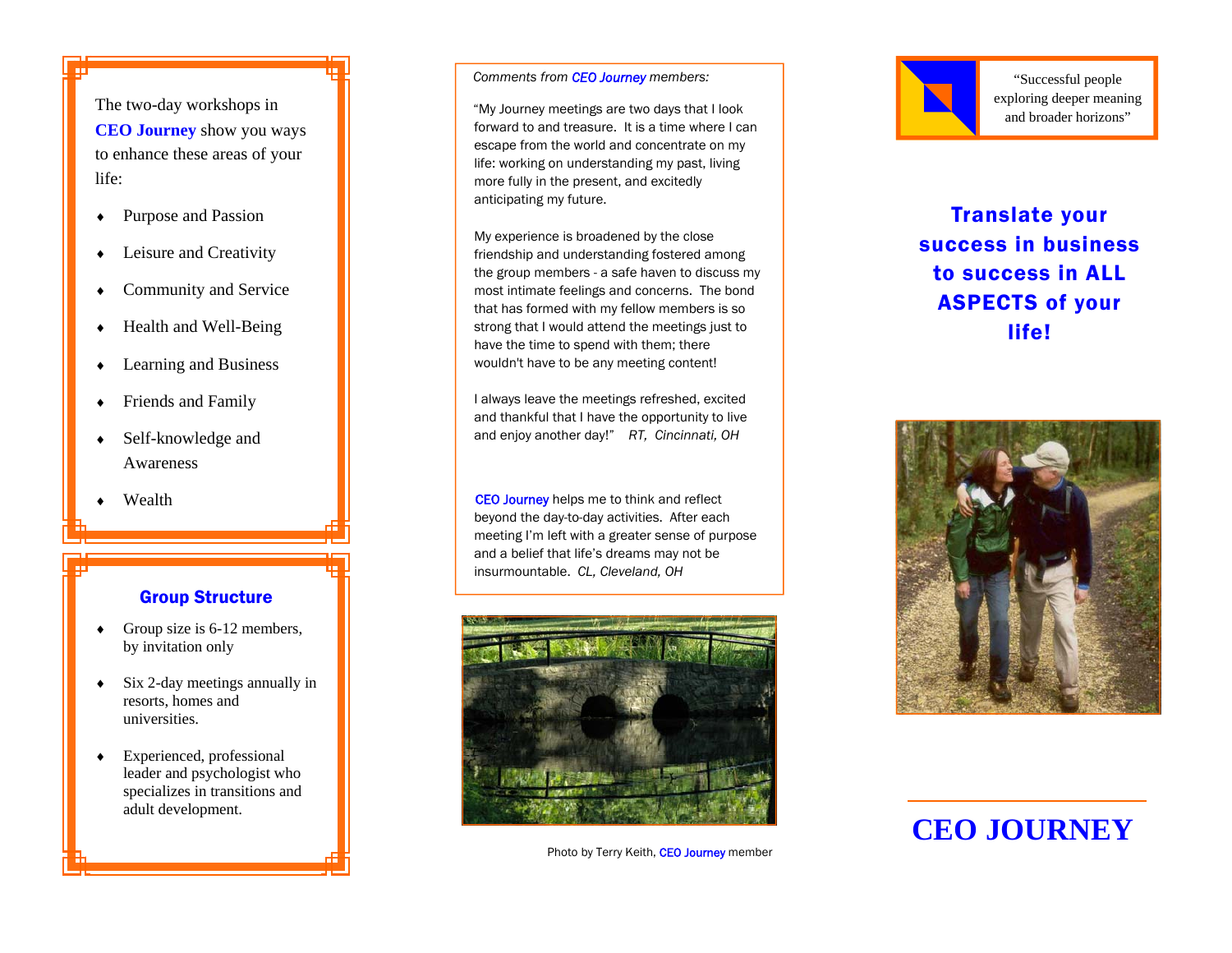The two-day workshops in **CEO Journey** show you ways to enhance these areas of your life:

- Purpose and Passion
- Leisure and Creativity
- Community and Service
- Health and Well-Being
- Learning and Business
- Friends and Family
- Self-knowledge and Awareness
- Wealth

## Group Structure

- Group size is 6-12 members, by invitation only
- Six 2-day meetings annually in resorts, homes and universities.
- Experienced, professional leader and psychologist who specializes in transitions and adult development.

*Comments from CEO Journey members:*

"My Journey meetings are two days that I look forward to and treasure. It is a time where I can escape from the world and concentrate on my life: working on understanding my past, living more fully in the present, and excitedly anticipating my future.

My experience is broadened by the close friendship and understanding fostered among the group members - a safe haven to discuss my most intimate feelings and concerns. The bond that has formed with my fellow members is so strong that I would attend the meetings just to have the time to spend with them; there wouldn't have to be any meeting content!

I always leave the meetings refreshed, excited and thankful that I have the opportunity to live and enjoy another day!" *RT, Cincinnati, OH*

CEO Journey helps me to think and reflect beyond the day-to-day activities. After each meeting I'm left with a greater sense of purpose and a belief that life's dreams may not be insurmountable. *CL, Cleveland, OH*

Photo by Terry Keith, CEO Journey member

"Successful people exploring deeper meaning and broader horizons"

## Translate your success in business to success in ALL ASPECTS of your life!

# CEO JOURNEY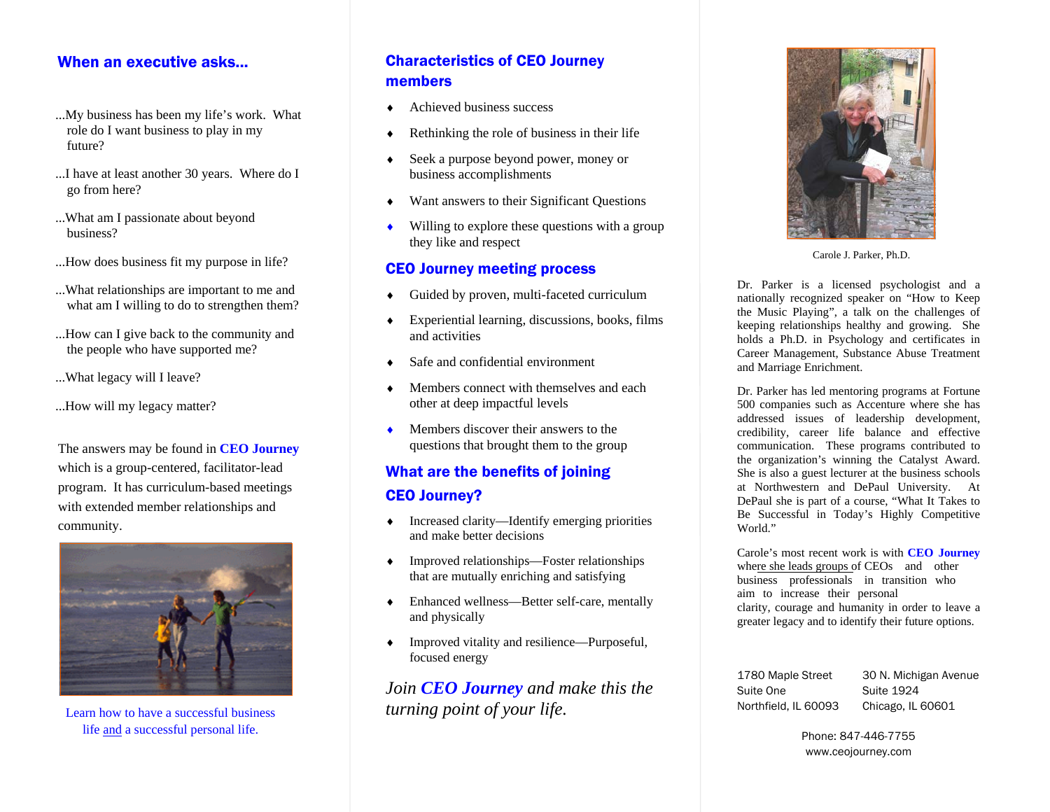## When an executive asks...

...My business has been my life's work. What role do I want business to play in my future?

...I have at least another 30 years. Where do I go from here?

...What am I passionate about beyond business?

...How does business fit my purpose in life?

...What relationships are important to me and what am I willing to do to strengthen them?

...How can I give back to the community and the people who have supported me?

...What legacy will I leave?

...How will my legacy matter?

The answers may be found in **CEO Journey** which is a group-centered, facilitator-lead program. It has curriculum-based meetings with extended member relationships and community.

Learn how to have a successful business life and a successful personal life.

## Characteristics of CEO Journey members

- Achieved business success
- Rethinking the role of business in their life
- Seek a purpose beyond power, money or business accomplishments
- Want answers to their Significant Questions
- Willing to explore these questions with a group they like and respect

## CEO Journey meeting process

- Guided by proven, multi-faceted curriculum
- Experiential learning, discussions, books, films and activities
- Safe and confidential environment
- Members connect with themselves and each other at deep impactful levels
- Members discover their answers to the questions that brought them to the group

## What are the benefits of joining CEO Journey?

- Increased clarity—Identify emerging priorities and make better decisions
- Improved relationships—Foster relationships that are mutually enriching and satisfying
- Enhanced wellness—Better self-care, mentally and physically
- Improved vitality and resilience—Purposeful, focused energy

*Join **CEO Journey** and make this the turning point of your life.*

Carole J. Parker, Ph.D.

Dr. Parker is a licensed psychologist and a nationally recognized speaker on "How to Keep the Music Playing", a talk on the challenges of keeping relationships healthy and growing. She holds a Ph.D. in Psychology and certificates in Career Management, Substance Abuse Treatment and Marriage Enrichment.

Dr. Parker has led mentoring programs at Fortune 500 companies such as Accenture where she has addressed issues of leadership development, credibility, career life balance and effective communication. These programs contributed to the organization's winning the Catalyst Award. She is also a guest lecturer at the business schools at Northwestern and DePaul University. At DePaul she is part of a course, "What It Takes to Be Successful in Today's Highly Competitive World."

Carole's most recent work is with **CEO Journey** where she leads groups of CEOs and other business professionals in transition who aim to increase their personal clarity, courage and humanity in order to leave a greater legacy and to identify their future options.

1780 Maple Street
Suite One
Northfield, IL 60093

30 N. Michigan Avenue
Suite 1924
Chicago, IL 60601

Phone: 847-446-7755
www.ceojourney.com